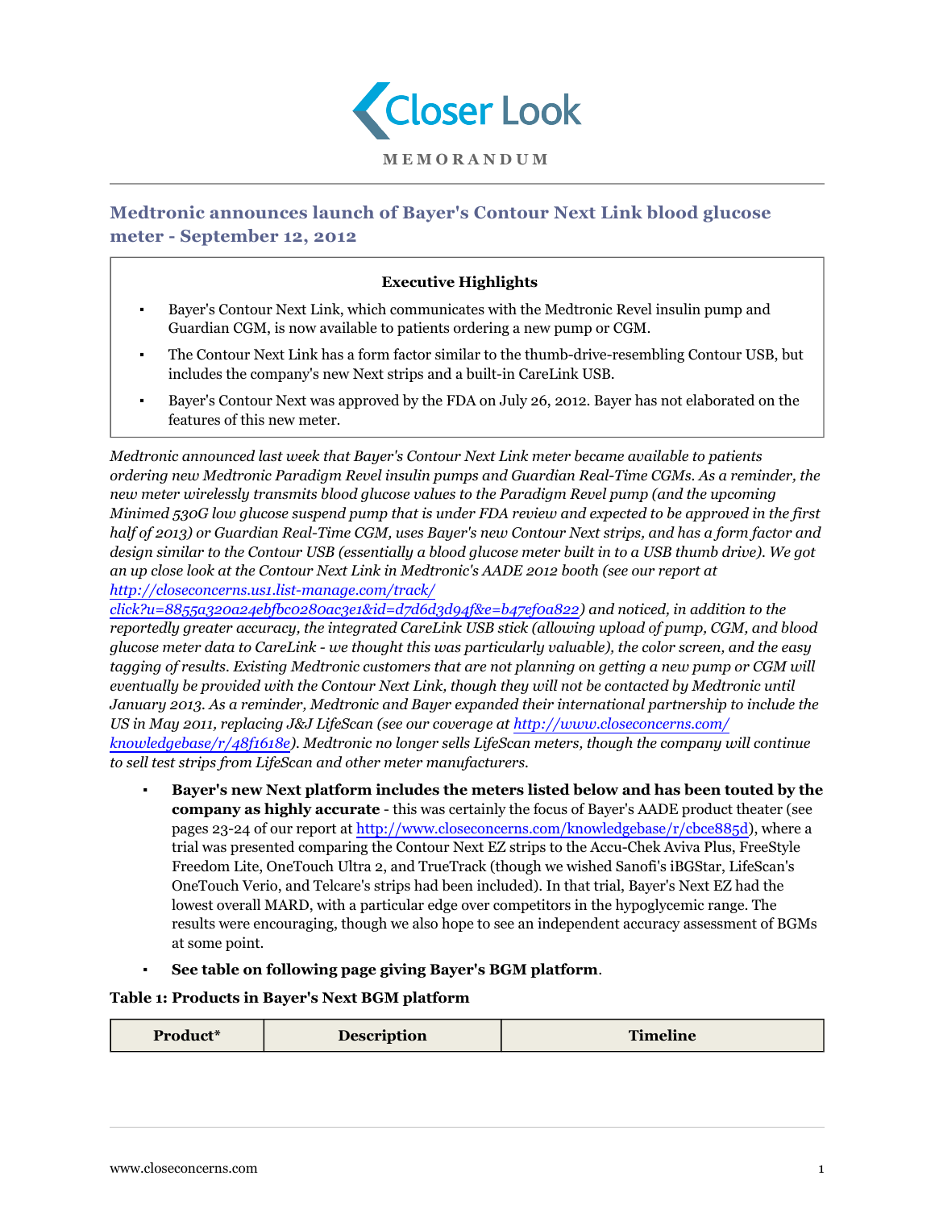# Closer Look

**MEMORANDUM**

## Medtronic announces launch of Bayer's Contour Next Link blood glucose meter - September 12, 2012

**Executive Highlights**

- Bayer's Contour Next Link, which communicates with the Medtronic Revel insulin pump and Guardian CGM, is now available to patients ordering a new pump or CGM.
- The Contour Next Link has a form factor similar to the thumb-drive-resembling Contour USB, but includes the company's new Next strips and a built-in CareLink USB.
- Bayer's Contour Next was approved by the FDA on July 26, 2012. Bayer has not elaborated on the features of this new meter.

*Medtronic announced last week that Bayer's Contour Next Link meter became available to patients ordering new Medtronic Paradigm Revel insulin pumps and Guardian Real-Time CGMs. As a reminder, the new meter wirelessly transmits blood glucose values to the Paradigm Revel pump (and the upcoming Minimed 530G low glucose suspend pump that is under FDA review and expected to be approved in the first half of 2013) or Guardian Real-Time CGM, uses Bayer's new Contour Next strips, and has a form factor and design similar to the Contour USB (essentially a blood glucose meter built in to a USB thumb drive). We got an up close look at the Contour Next Link in Medtronic's AADE 2012 booth (see our report at [http://closeconcerns.us1.list-manage.com/track/click?u=8855a320a24ebfbc0280ac3e1&id=d7d6d3d94f&e=b47ef0a822](http://closeconcerns.us1.list-manage.com/track/click?u=8855a320a24ebfbc0280ac3e1&id=d7d6d3d94f&e=b47ef0a822)) and noticed, in addition to the reportedly greater accuracy, the integrated CareLink USB stick (allowing upload of pump, CGM, and blood glucose meter data to CareLink - we thought this was particularly valuable), the color screen, and the easy tagging of results. Existing Medtronic customers that are not planning on getting a new pump or CGM will eventually be provided with the Contour Next Link, though they will not be contacted by Medtronic until January 2013. As a reminder, Medtronic and Bayer expanded their international partnership to include the US in May 2011, replacing J&J LifeScan (see our coverage at [http://www.closeconcerns.com/knowledgebase/r/48f1618e](http://www.closeconcerns.com/knowledgebase/r/48f1618e)). Medtronic no longer sells LifeScan meters, though the company will continue to sell test strips from LifeScan and other meter manufacturers.*

- **Bayer's new Next platform includes the meters listed below and has been touted by the company as highly accurate** - this was certainly the focus of Bayer's AADE product theater (see pages 23-24 of our report at [http://www.closeconcerns.com/knowledgebase/r/cbce885d](http://www.closeconcerns.com/knowledgebase/r/cbce885d)), where a trial was presented comparing the Contour Next EZ strips to the Accu-Chek Aviva Plus, FreeStyle Freedom Lite, OneTouch Ultra 2, and TrueTrack (though we wished Sanofi's iBGStar, LifeScan's OneTouch Verio, and Telcare's strips had been included). In that trial, Bayer's Next EZ had the lowest overall MARD, with a particular edge over competitors in the hypoglycemic range. The results were encouraging, though we also hope to see an independent accuracy assessment of BGMs at some point.
- **See table on following page giving Bayer's BGM platform**.

**Table 1: Products in Bayer's Next BGM platform**

| Product* | Description | Timeline |
|---|---|---|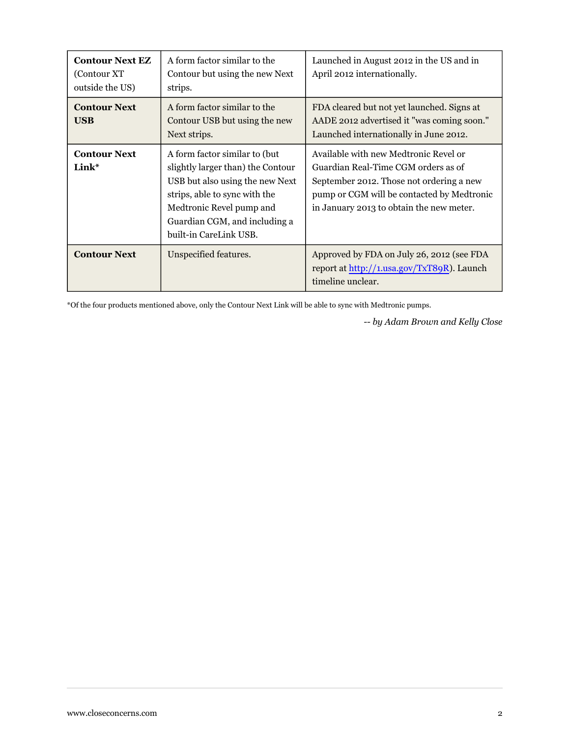| | | |
|---|---|---|
| **Contour Next EZ** (Contour XT outside the US) | A form factor similar to the Contour but using the new Next strips. | Launched in August 2012 in the US and in April 2012 internationally. |
| **Contour Next USB** | A form factor similar to the Contour USB but using the new Next strips. | FDA cleared but not yet launched. Signs at AADE 2012 advertised it "was coming soon." Launched internationally in June 2012. |
| **Contour Next Link*** | A form factor similar to (but slightly larger than) the Contour USB but also using the new Next strips, able to sync with the Medtronic Revel pump and Guardian CGM, and including a built-in CareLink USB. | Available with new Medtronic Revel or Guardian Real-Time CGM orders as of September 2012. Those not ordering a new pump or CGM will be contacted by Medtronic in January 2013 to obtain the new meter. |
| **Contour Next** | Unspecified features. | Approved by FDA on July 26, 2012 (see FDA report at [http://1.usa.gov/TxT89R](http://1.usa.gov/TxT89R)). Launch timeline unclear. |

*Of the four products mentioned above, only the Contour Next Link will be able to sync with Medtronic pumps.

*-- by Adam Brown and Kelly Close*